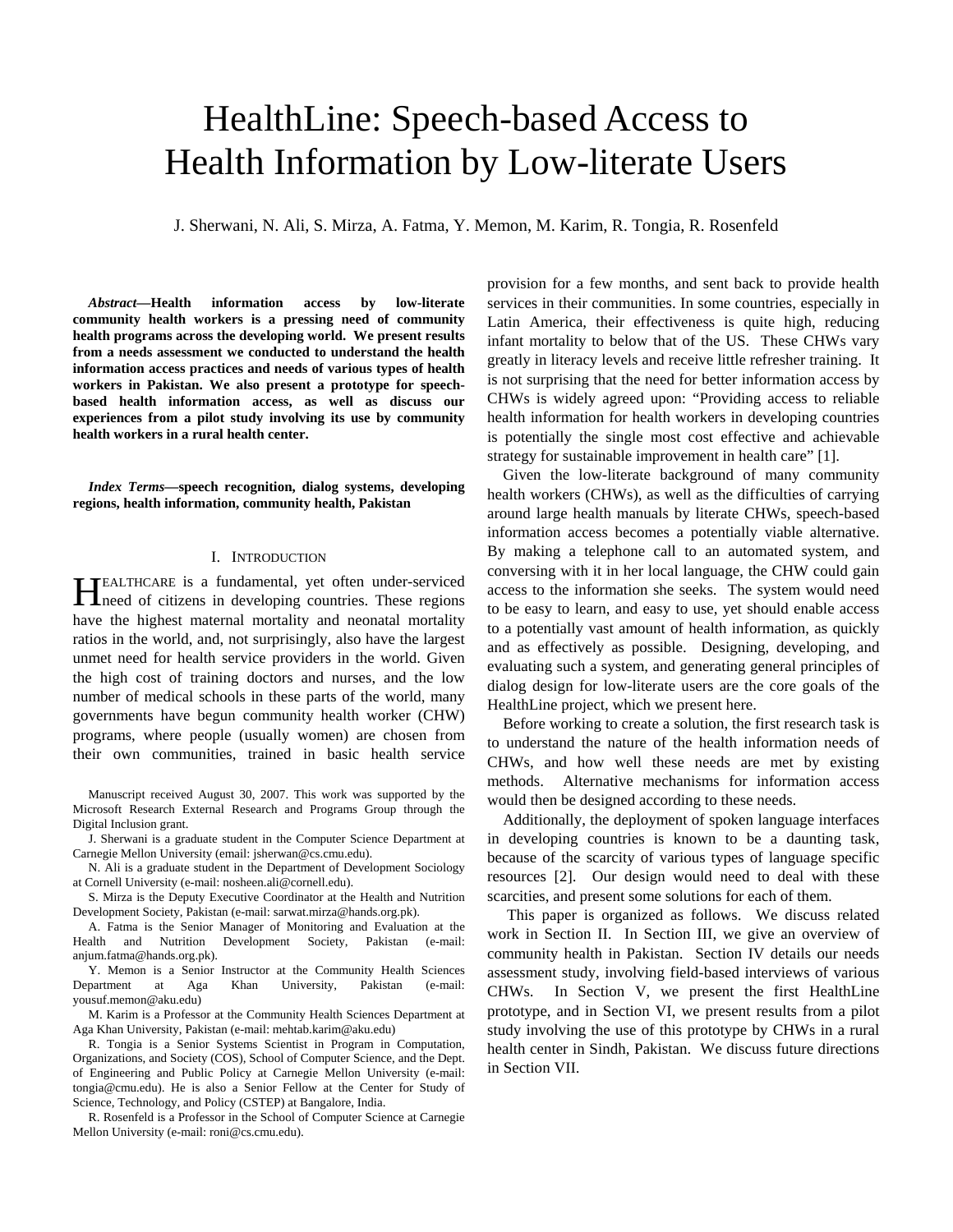# HealthLine: Speech-based Access to Health Information by Low-literate Users

J. Sherwani, N. Ali, S. Mirza, A. Fatma, Y. Memon, M. Karim, R. Tongia, R. Rosenfeld

***Abstract*—Health information access by low-literate community health workers is a pressing need of community health programs across the developing world. We present results from a needs assessment we conducted to understand the health information access practices and needs of various types of health workers in Pakistan. We also present a prototype for speech-based health information access, as well as discuss our experiences from a pilot study involving its use by community health workers in a rural health center.**

***Index Terms*—speech recognition, dialog systems, developing regions, health information, community health, Pakistan**

## I. Introduction

HEALTHCARE is a fundamental, yet often under-serviced need of citizens in developing countries. These regions have the highest maternal mortality and neonatal mortality ratios in the world, and, not surprisingly, also have the largest unmet need for health service providers in the world. Given the high cost of training doctors and nurses, and the low number of medical schools in these parts of the world, many governments have begun community health worker (CHW) programs, where people (usually women) are chosen from their own communities, trained in basic health service provision for a few months, and sent back to provide health services in their communities. In some countries, especially in Latin America, their effectiveness is quite high, reducing infant mortality to below that of the US. These CHWs vary greatly in literacy levels and receive little refresher training. It is not surprising that the need for better information access by CHWs is widely agreed upon: "Providing access to reliable health information for health workers in developing countries is potentially the single most cost effective and achievable strategy for sustainable improvement in health care" [1].

Given the low-literate background of many community health workers (CHWs), as well as the difficulties of carrying around large health manuals by literate CHWs, speech-based information access becomes a potentially viable alternative. By making a telephone call to an automated system, and conversing with it in her local language, the CHW could gain access to the information she seeks. The system would need to be easy to learn, and easy to use, yet should enable access to a potentially vast amount of health information, as quickly and as effectively as possible. Designing, developing, and evaluating such a system, and generating general principles of dialog design for low-literate users are the core goals of the HealthLine project, which we present here.

Before working to create a solution, the first research task is to understand the nature of the health information needs of CHWs, and how well these needs are met by existing methods. Alternative mechanisms for information access would then be designed according to these needs.

Additionally, the deployment of spoken language interfaces in developing countries is known to be a daunting task, because of the scarcity of various types of language specific resources [2]. Our design would need to deal with these scarcities, and present some solutions for each of them.

This paper is organized as follows. We discuss related work in Section II. In Section III, we give an overview of community health in Pakistan. Section IV details our needs assessment study, involving field-based interviews of various CHWs. In Section V, we present the first HealthLine prototype, and in Section VI, we present results from a pilot study involving the use of this prototype by CHWs in a rural health center in Sindh, Pakistan. We discuss future directions in Section VII.

Manuscript received August 30, 2007. This work was supported by the Microsoft Research External Research and Programs Group through the Digital Inclusion grant.

J. Sherwani is a graduate student in the Computer Science Department at Carnegie Mellon University (email: jsherwan@cs.cmu.edu).

N. Ali is a graduate student in the Department of Development Sociology at Cornell University (e-mail: nosheen.ali@cornell.edu).

S. Mirza is the Deputy Executive Coordinator at the Health and Nutrition Development Society, Pakistan (e-mail: sarwat.mirza@hands.org.pk).

A. Fatma is the Senior Manager of Monitoring and Evaluation at the Health and Nutrition Development Society, Pakistan (e-mail: anjum.fatma@hands.org.pk).

Y. Memon is a Senior Instructor at the Community Health Sciences Department at Aga Khan University, Pakistan (e-mail: yousuf.memon@aku.edu)

M. Karim is a Professor at the Community Health Sciences Department at Aga Khan University, Pakistan (e-mail: mehtab.karim@aku.edu)

R. Tongia is a Senior Systems Scientist in Program in Computation, Organizations, and Society (COS), School of Computer Science, and the Dept. of Engineering and Public Policy at Carnegie Mellon University (e-mail: tongia@cmu.edu). He is also a Senior Fellow at the Center for Study of Science, Technology, and Policy (CSTEP) at Bangalore, India.

R. Rosenfeld is a Professor in the School of Computer Science at Carnegie Mellon University (e-mail: roni@cs.cmu.edu).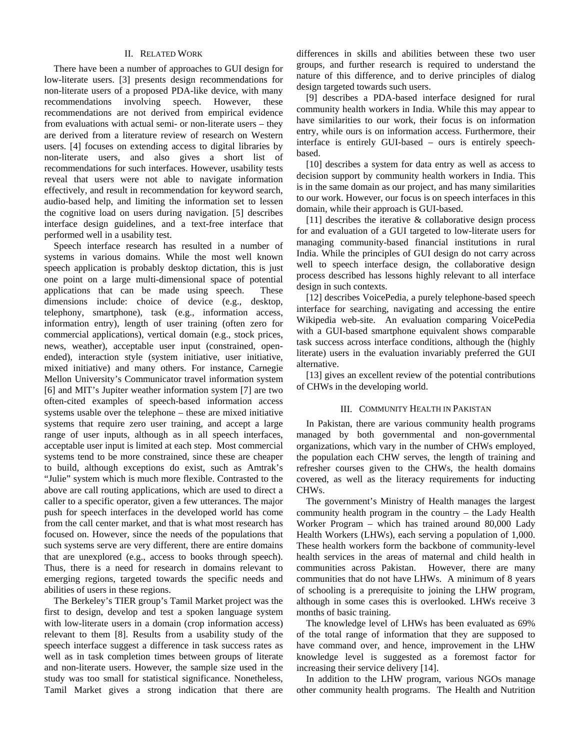## II. Related Work

There have been a number of approaches to GUI design for low-literate users. [3] presents design recommendations for non-literate users of a proposed PDA-like device, with many recommendations involving speech. However, these recommendations are not derived from empirical evidence from evaluations with actual semi- or non-literate users – they are derived from a literature review of research on Western users. [4] focuses on extending access to digital libraries by non-literate users, and also gives a short list of recommendations for such interfaces. However, usability tests reveal that users were not able to navigate information effectively, and result in recommendation for keyword search, audio-based help, and limiting the information set to lessen the cognitive load on users during navigation. [5] describes interface design guidelines, and a text-free interface that performed well in a usability test.

Speech interface research has resulted in a number of systems in various domains. While the most well known speech application is probably desktop dictation, this is just one point on a large multi-dimensional space of potential applications that can be made using speech. These dimensions include: choice of device (e.g., desktop, telephony, smartphone), task (e.g., information access, information entry), length of user training (often zero for commercial applications), vertical domain (e.g., stock prices, news, weather), acceptable user input (constrained, open-ended), interaction style (system initiative, user initiative, mixed initiative) and many others. For instance, Carnegie Mellon University's Communicator travel information system [6] and MIT's Jupiter weather information system [7] are two often-cited examples of speech-based information access systems usable over the telephone – these are mixed initiative systems that require zero user training, and accept a large range of user inputs, although as in all speech interfaces, acceptable user input is limited at each step. Most commercial systems tend to be more constrained, since these are cheaper to build, although exceptions do exist, such as Amtrak's "Julie" system which is much more flexible. Contrasted to the above are call routing applications, which are used to direct a caller to a specific operator, given a few utterances. The major push for speech interfaces in the developed world has come from the call center market, and that is what most research has focused on. However, since the needs of the populations that such systems serve are very different, there are entire domains that are unexplored (e.g., access to books through speech). Thus, there is a need for research in domains relevant to emerging regions, targeted towards the specific needs and abilities of users in these regions.

The Berkeley's TIER group's Tamil Market project was the first to design, develop and test a spoken language system with low-literate users in a domain (crop information access) relevant to them [8]. Results from a usability study of the speech interface suggest a difference in task success rates as well as in task completion times between groups of literate and non-literate users. However, the sample size used in the study was too small for statistical significance. Nonetheless, Tamil Market gives a strong indication that there are differences in skills and abilities between these two user groups, and further research is required to understand the nature of this difference, and to derive principles of dialog design targeted towards such users.

[9] describes a PDA-based interface designed for rural community health workers in India. While this may appear to have similarities to our work, their focus is on information entry, while ours is on information access. Furthermore, their interface is entirely GUI-based – ours is entirely speech-based.

[10] describes a system for data entry as well as access to decision support by community health workers in India. This is in the same domain as our project, and has many similarities to our work. However, our focus is on speech interfaces in this domain, while their approach is GUI-based.

[11] describes the iterative & collaborative design process for and evaluation of a GUI targeted to low-literate users for managing community-based financial institutions in rural India. While the principles of GUI design do not carry across well to speech interface design, the collaborative design process described has lessons highly relevant to all interface design in such contexts.

[12] describes VoicePedia, a purely telephone-based speech interface for searching, navigating and accessing the entire Wikipedia web-site. An evaluation comparing VoicePedia with a GUI-based smartphone equivalent shows comparable task success across interface conditions, although the (highly literate) users in the evaluation invariably preferred the GUI alternative.

[13] gives an excellent review of the potential contributions of CHWs in the developing world.

## III. Community Health in Pakistan

In Pakistan, there are various community health programs managed by both governmental and non-governmental organizations, which vary in the number of CHWs employed, the population each CHW serves, the length of training and refresher courses given to the CHWs, the health domains covered, as well as the literacy requirements for inducting CHWs.

The government's Ministry of Health manages the largest community health program in the country – the Lady Health Worker Program – which has trained around 80,000 Lady Health Workers (LHWs), each serving a population of 1,000. These health workers form the backbone of community-level health services in the areas of maternal and child health in communities across Pakistan. However, there are many communities that do not have LHWs. A minimum of 8 years of schooling is a prerequisite to joining the LHW program, although in some cases this is overlooked. LHWs receive 3 months of basic training.

The knowledge level of LHWs has been evaluated as 69% of the total range of information that they are supposed to have command over, and hence, improvement in the LHW knowledge level is suggested as a foremost factor for increasing their service delivery [14].

In addition to the LHW program, various NGOs manage other community health programs. The Health and Nutrition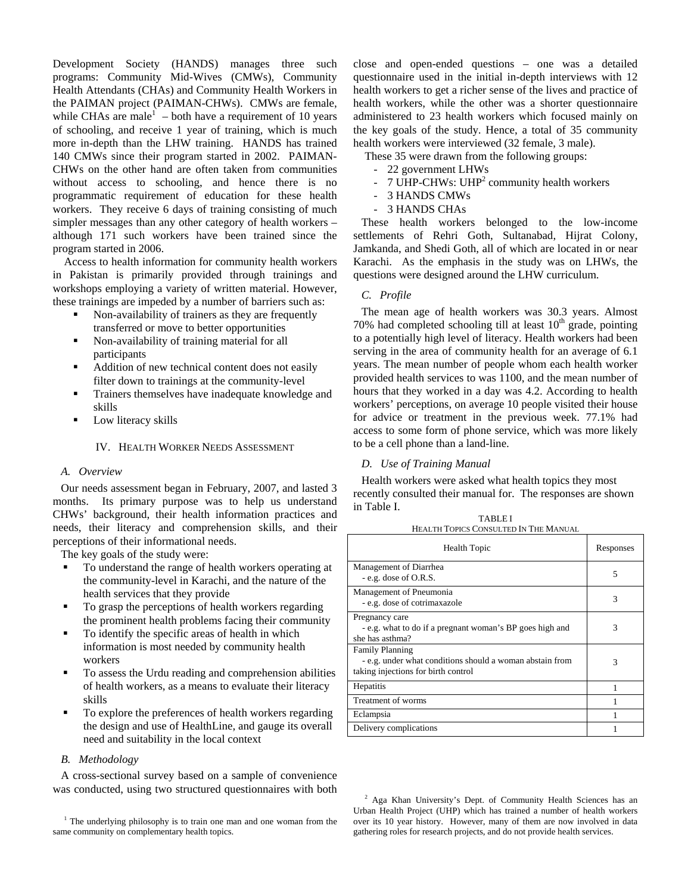Development Society (HANDS) manages three such programs: Community Mid-Wives (CMWs), Community Health Attendants (CHAs) and Community Health Workers in the PAIMAN project (PAIMAN-CHWs). CMWs are female, while CHAs are male[1] – both have a requirement of 10 years of schooling, and receive 1 year of training, which is much more in-depth than the LHW training. HANDS has trained 140 CMWs since their program started in 2002. PAIMAN-CHWs on the other hand are often taken from communities without access to schooling, and hence there is no programmatic requirement of education for these health workers. They receive 6 days of training consisting of much simpler messages than any other category of health workers – although 171 such workers have been trained since the program started in 2006.

Access to health information for community health workers in Pakistan is primarily provided through trainings and workshops employing a variety of written material. However, these trainings are impeded by a number of barriers such as:

- Non-availability of trainers as they are frequently transferred or move to better opportunities
- Non-availability of training material for all participants
- Addition of new technical content does not easily filter down to trainings at the community-level
- Trainers themselves have inadequate knowledge and skills
- Low literacy skills

## IV. Health Worker Needs Assessment

### A. Overview

Our needs assessment began in February, 2007, and lasted 3 months. Its primary purpose was to help us understand CHWs' background, their health information practices and needs, their literacy and comprehension skills, and their perceptions of their informational needs.

The key goals of the study were:

- To understand the range of health workers operating at the community-level in Karachi, and the nature of the health services that they provide
- To grasp the perceptions of health workers regarding the prominent health problems facing their community
- To identify the specific areas of health in which information is most needed by community health workers
- To assess the Urdu reading and comprehension abilities of health workers, as a means to evaluate their literacy skills
- To explore the preferences of health workers regarding the design and use of HealthLine, and gauge its overall need and suitability in the local context

### B. Methodology

A cross-sectional survey based on a sample of convenience was conducted, using two structured questionnaires with both close and open-ended questions – one was a detailed questionnaire used in the initial in-depth interviews with 12 health workers to get a richer sense of the lives and practice of health workers, while the other was a shorter questionnaire administered to 23 health workers which focused mainly on the key goals of the study. Hence, a total of 35 community health workers were interviewed (32 female, 3 male).

These 35 were drawn from the following groups:

- 22 government LHWs
- 7 UHP-CHWs: UHP[2] community health workers
- 3 HANDS CMWs
- 3 HANDS CHAs

These health workers belonged to the low-income settlements of Rehri Goth, Sultanabad, Hijrat Colony, Jamkanda, and Shedi Goth, all of which are located in or near Karachi. As the emphasis in the study was on LHWs, the questions were designed around the LHW curriculum.

### C. Profile

The mean age of health workers was 30.3 years. Almost 70% had completed schooling till at least 10th grade, pointing to a potentially high level of literacy. Health workers had been serving in the area of community health for an average of 6.1 years. The mean number of people whom each health worker provided health services to was 1100, and the mean number of hours that they worked in a day was 4.2. According to health workers' perceptions, on average 10 people visited their house for advice or treatment in the previous week. 77.1% had access to some form of phone service, which was more likely to be a cell phone than a land-line.

### D. Use of Training Manual

Health workers were asked what health topics they most recently consulted their manual for. The responses are shown in Table I.

TABLE I
Health Topics Consulted In The Manual

| Health Topic | Responses |
|---|---|
| Management of Diarrhea - e.g. dose of O.R.S. | 5 |
| Management of Pneumonia - e.g. dose of cotrimaxazole | 3 |
| Pregnancy care - e.g. what to do if a pregnant woman's BP goes high and she has asthma? | 3 |
| Family Planning - e.g. under what conditions should a woman abstain from taking injections for birth control | 3 |
| Hepatitis | 1 |
| Treatment of worms | 1 |
| Eclampsia | 1 |
| Delivery complications | 1 |

[1] The underlying philosophy is to train one man and one woman from the same community on complementary health topics.

[2] Aga Khan University's Dept. of Community Health Sciences has an Urban Health Project (UHP) which has trained a number of health workers over its 10 year history. However, many of them are now involved in data gathering roles for research projects, and do not provide health services.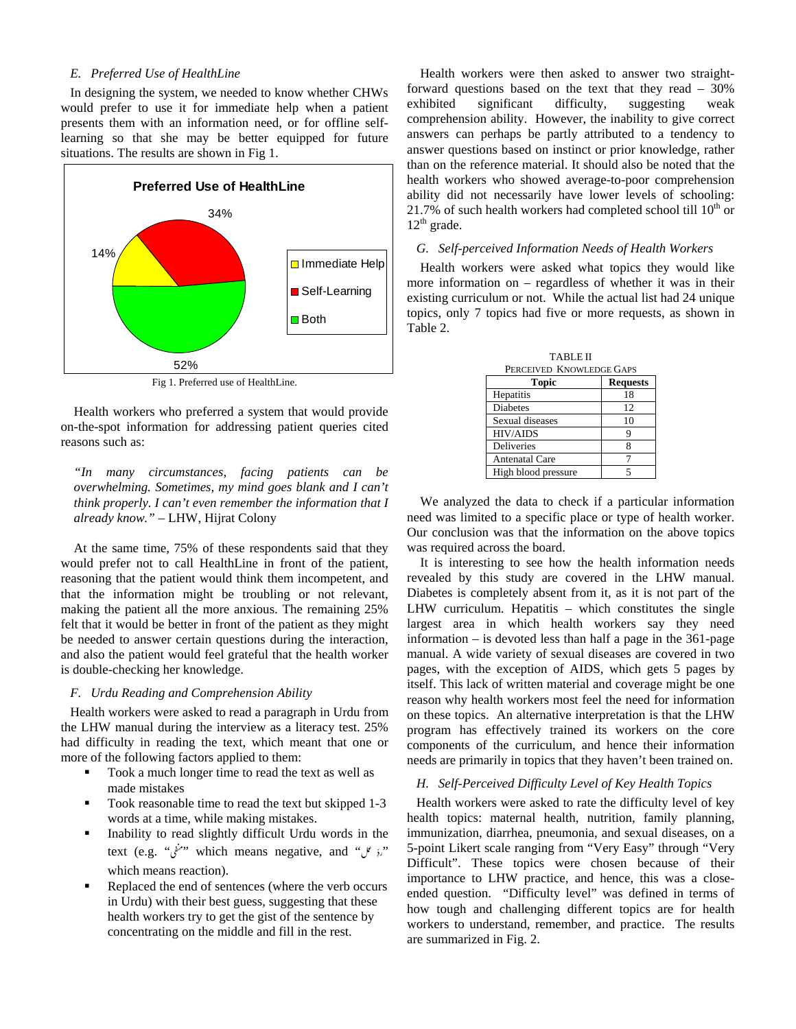### E. Preferred Use of HealthLine

In designing the system, we needed to know whether CHWs would prefer to use it for immediate help when a patient presents them with an information need, or for offline self-learning so that she may be better equipped for future situations. The results are shown in Fig 1.

Fig 1. Preferred use of HealthLine.

Health workers who preferred a system that would provide on-the-spot information for addressing patient queries cited reasons such as:

*"In many circumstances, facing patients can be overwhelming. Sometimes, my mind goes blank and I can't think properly. I can't even remember the information that I already know."* – LHW, Hijrat Colony

At the same time, 75% of these respondents said that they would prefer not to call HealthLine in front of the patient, reasoning that the patient would think them incompetent, and that the information might be troubling or not relevant, making the patient all the more anxious. The remaining 25% felt that it would be better in front of the patient as they might be needed to answer certain questions during the interaction, and also the patient would feel grateful that the health worker is double-checking her knowledge.

### F. Urdu Reading and Comprehension Ability

Health workers were asked to read a paragraph in Urdu from the LHW manual during the interview as a literacy test. 25% had difficulty in reading the text, which meant that one or more of the following factors applied to them:

- Took a much longer time to read the text as well as made mistakes
- Took reasonable time to read the text but skipped 1-3 words at a time, while making mistakes.
- Inability to read slightly difficult Urdu words in the text (e.g. "منفی" which means negative, and "ردِ عمل" which means reaction).
- Replaced the end of sentences (where the verb occurs in Urdu) with their best guess, suggesting that these health workers try to get the gist of the sentence by concentrating on the middle and fill in the rest.

Health workers were then asked to answer two straight-forward questions based on the text that they read – 30% exhibited significant difficulty, suggesting weak comprehension ability. However, the inability to give correct answers can perhaps be partly attributed to a tendency to answer questions based on instinct or prior knowledge, rather than on the reference material. It should also be noted that the health workers who showed average-to-poor comprehension ability did not necessarily have lower levels of schooling: 21.7% of such health workers had completed school till $10^{th}$ or $12^{th}$ grade.

### G. Self-perceived Information Needs of Health Workers

Health workers were asked what topics they would like more information on – regardless of whether it was in their existing curriculum or not. While the actual list had 24 unique topics, only 7 topics had five or more requests, as shown in Table 2.

TABLE II
PERCEIVED KNOWLEDGE GAPS

| Topic | Requests |
|---|---|
| Hepatitis | 18 |
| Diabetes | 12 |
| Sexual diseases | 10 |
| HIV/AIDS | 9 |
| Deliveries | 8 |
| Antenatal Care | 7 |
| High blood pressure | 5 |

We analyzed the data to check if a particular information need was limited to a specific place or type of health worker. Our conclusion was that the information on the above topics was required across the board.

It is interesting to see how the health information needs revealed by this study are covered in the LHW manual. Diabetes is completely absent from it, as it is not part of the LHW curriculum. Hepatitis – which constitutes the single largest area in which health workers say they need information – is devoted less than half a page in the 361-page manual. A wide variety of sexual diseases are covered in two pages, with the exception of AIDS, which gets 5 pages by itself. This lack of written material and coverage might be one reason why health workers most feel the need for information on these topics. An alternative interpretation is that the LHW program has effectively trained its workers on the core components of the curriculum, and hence their information needs are primarily in topics that they haven't been trained on.

### H. Self-Perceived Difficulty Level of Key Health Topics

Health workers were asked to rate the difficulty level of key health topics: maternal health, nutrition, family planning, immunization, diarrhea, pneumonia, and sexual diseases, on a 5-point Likert scale ranging from "Very Easy" through "Very Difficult". These topics were chosen because of their importance to LHW practice, and hence, this was a close-ended question. "Difficulty level" was defined in terms of how tough and challenging different topics are for health workers to understand, remember, and practice. The results are summarized in Fig. 2.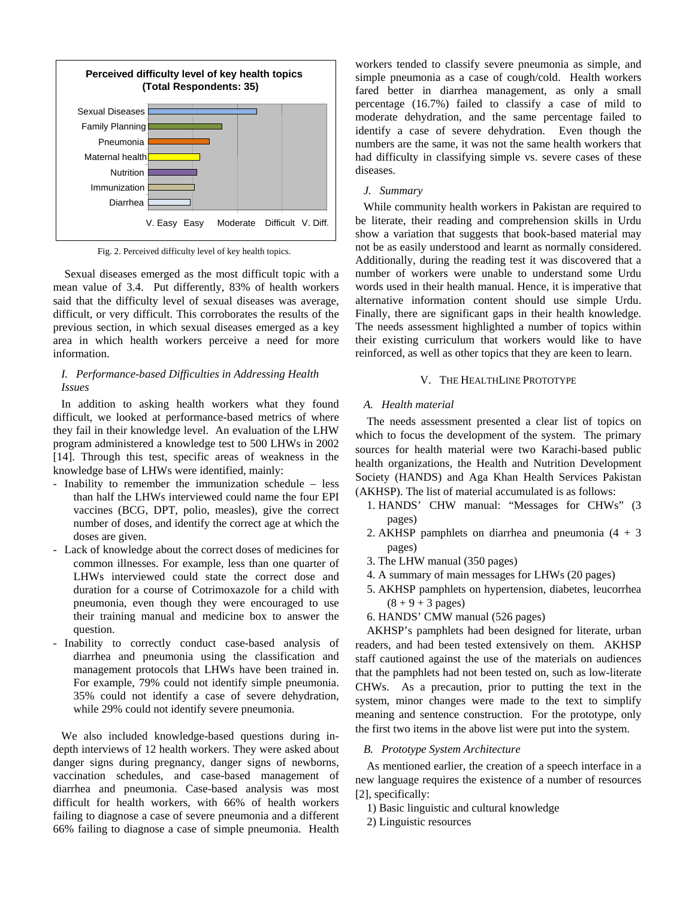**Perceived difficulty level of key health topics (Total Respondents: 35)**

Sexual Diseases
Family Planning
Pneumonia
Maternal health
Nutrition
Immunization
Diarrhea

V. Easy Easy Moderate Difficult V. Diff.

Fig. 2. Perceived difficulty level of key health topics.

Sexual diseases emerged as the most difficult topic with a mean value of 3.4. Put differently, 83% of health workers said that the difficulty level of sexual diseases was average, difficult, or very difficult. This corroborates the results of the previous section, in which sexual diseases emerged as a key area in which health workers perceive a need for more information.

### *I. Performance-based Difficulties in Addressing Health Issues*

In addition to asking health workers what they found difficult, we looked at performance-based metrics of where they fail in their knowledge level. An evaluation of the LHW program administered a knowledge test to 500 LHWs in 2002 [14]. Through this test, specific areas of weakness in the knowledge base of LHWs were identified, mainly:

- Inability to remember the immunization schedule – less than half the LHWs interviewed could name the four EPI vaccines (BCG, DPT, polio, measles), give the correct number of doses, and identify the correct age at which the doses are given.
- Lack of knowledge about the correct doses of medicines for common illnesses. For example, less than one quarter of LHWs interviewed could state the correct dose and duration for a course of Cotrimoxazole for a child with pneumonia, even though they were encouraged to use their training manual and medicine box to answer the question.
- Inability to correctly conduct case-based analysis of diarrhea and pneumonia using the classification and management protocols that LHWs have been trained in. For example, 79% could not identify simple pneumonia. 35% could not identify a case of severe dehydration, while 29% could not identify severe pneumonia.

We also included knowledge-based questions during in-depth interviews of 12 health workers. They were asked about danger signs during pregnancy, danger signs of newborns, vaccination schedules, and case-based management of diarrhea and pneumonia. Case-based analysis was most difficult for health workers, with 66% of health workers failing to diagnose a case of severe pneumonia and a different 66% failing to diagnose a case of simple pneumonia. Health workers tended to classify severe pneumonia as simple, and simple pneumonia as a case of cough/cold. Health workers fared better in diarrhea management, as only a small percentage (16.7%) failed to classify a case of mild to moderate dehydration, and the same percentage failed to identify a case of severe dehydration. Even though the numbers are the same, it was not the same health workers that had difficulty in classifying simple vs. severe cases of these diseases.

### *J. Summary*

While community health workers in Pakistan are required to be literate, their reading and comprehension skills in Urdu show a variation that suggests that book-based material may not be as easily understood and learnt as normally considered. Additionally, during the reading test it was discovered that a number of workers were unable to understand some Urdu words used in their health manual. Hence, it is imperative that alternative information content should use simple Urdu. Finally, there are significant gaps in their health knowledge. The needs assessment highlighted a number of topics within their existing curriculum that workers would like to have reinforced, as well as other topics that they are keen to learn.

## V. The HealthLine Prototype

### *A. Health material*

The needs assessment presented a clear list of topics on which to focus the development of the system. The primary sources for health material were two Karachi-based public health organizations, the Health and Nutrition Development Society (HANDS) and Aga Khan Health Services Pakistan (AKHSP). The list of material accumulated is as follows:

1. HANDS' CHW manual: "Messages for CHWs" (3 pages)
2. AKHSP pamphlets on diarrhea and pneumonia (4 + 3 pages)
3. The LHW manual (350 pages)
4. A summary of main messages for LHWs (20 pages)
5. AKHSP pamphlets on hypertension, diabetes, leucorrhea (8 + 9 + 3 pages)
6. HANDS' CMW manual (526 pages)

AKHSP's pamphlets had been designed for literate, urban readers, and had been tested extensively on them. AKHSP staff cautioned against the use of the materials on audiences that the pamphlets had not been tested on, such as low-literate CHWs. As a precaution, prior to putting the text in the system, minor changes were made to the text to simplify meaning and sentence construction. For the prototype, only the first two items in the above list were put into the system.

### *B. Prototype System Architecture*

As mentioned earlier, the creation of a speech interface in a new language requires the existence of a number of resources [2], specifically:

1) Basic linguistic and cultural knowledge
2) Linguistic resources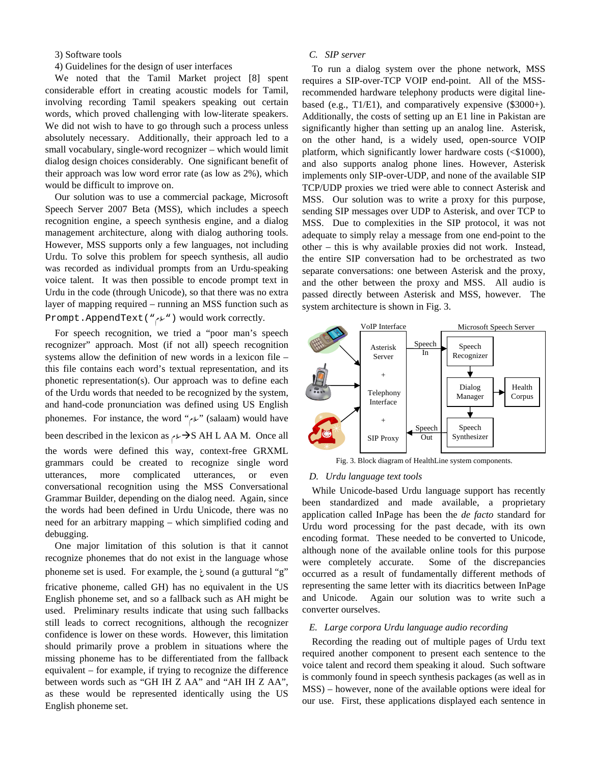3) Software tools

4) Guidelines for the design of user interfaces

We noted that the Tamil Market project [8] spent considerable effort in creating acoustic models for Tamil, involving recording Tamil speakers speaking out certain words, which proved challenging with low-literate speakers. We did not wish to have to go through such a process unless absolutely necessary. Additionally, their approach led to a small vocabulary, single-word recognizer – which would limit dialog design choices considerably. One significant benefit of their approach was low word error rate (as low as 2%), which would be difficult to improve on.

Our solution was to use a commercial package, Microsoft Speech Server 2007 Beta (MSS), which includes a speech recognition engine, a speech synthesis engine, and a dialog management architecture, along with dialog authoring tools. However, MSS supports only a few languages, not including Urdu. To solve this problem for speech synthesis, all audio was recorded as individual prompts from an Urdu-speaking voice talent. It was then possible to encode prompt text in Urdu in the code (through Unicode), so that there was no extra layer of mapping required – running an MSS function such as `Prompt.AppendText("سلام")` would work correctly.

For speech recognition, we tried a "poor man's speech recognizer" approach. Most (if not all) speech recognition systems allow the definition of new words in a lexicon file – this file contains each word's textual representation, and its phonetic representation(s). Our approach was to define each of the Urdu words that needed to be recognized by the system, and hand-code pronunciation was defined using US English phonemes. For instance, the word "سلام" (salaam) would have been described in the lexicon as سلام→S AH L AA M. Once all the words were defined this way, context-free GRXML grammars could be created to recognize single word utterances, more complicated utterances, or even conversational recognition using the MSS Conversational Grammar Builder, depending on the dialog need. Again, since the words had been defined in Urdu Unicode, there was no need for an arbitrary mapping – which simplified coding and debugging.

One major limitation of this solution is that it cannot recognize phonemes that do not exist in the language whose phoneme set is used. For example, the غ sound (a guttural "g" fricative phoneme, called GH) has no equivalent in the US English phoneme set, and so a fallback such as AH might be used. Preliminary results indicate that using such fallbacks still leads to correct recognitions, although the recognizer confidence is lower on these words. However, this limitation should primarily prove a problem in situations where the missing phoneme has to be differentiated from the fallback equivalent – for example, if trying to recognize the difference between words such as "GH IH Z AA" and "AH IH Z AA", as these would be represented identically using the US English phoneme set.

### C. SIP server

To run a dialog system over the phone network, MSS requires a SIP-over-TCP VOIP end-point. All of the MSS-recommended hardware telephony products were digital line-based (e.g., T1/E1), and comparatively expensive ($3000+). Additionally, the costs of setting up an E1 line in Pakistan are significantly higher than setting up an analog line. Asterisk, on the other hand, is a widely used, open-source VOIP platform, which significantly lower hardware costs (<$1000), and also supports analog phone lines. However, Asterisk implements only SIP-over-UDP, and none of the available SIP TCP/UDP proxies we tried were able to connect Asterisk and MSS. Our solution was to write a proxy for this purpose, sending SIP messages over UDP to Asterisk, and over TCP to MSS. Due to complexities in the SIP protocol, it was not adequate to simply relay a message from one end-point to the other – this is why available proxies did not work. Instead, the entire SIP conversation had to be orchestrated as two separate conversations: one between Asterisk and the proxy, and the other between the proxy and MSS. All audio is passed directly between Asterisk and MSS, however. The system architecture is shown in Fig. 3.

VoIP Interface
Asterisk Server
+
Telephony Interface
+
SIP Proxy
Speech In
Speech Out
Microsoft Speech Server
Speech Recognizer
Dialog Manager
Health Corpus
Speech Synthesizer

Fig. 3. Block diagram of HealthLine system components.

### D. Urdu language text tools

While Unicode-based Urdu language support has recently been standardized and made available, a proprietary application called InPage has been the *de facto* standard for Urdu word processing for the past decade, with its own encoding format. These needed to be converted to Unicode, although none of the available online tools for this purpose were completely accurate. Some of the discrepancies occurred as a result of fundamentally different methods of representing the same letter with its diacritics between InPage and Unicode. Again our solution was to write such a converter ourselves.

### E. Large corpora Urdu language audio recording

Recording the reading out of multiple pages of Urdu text required another component to present each sentence to the voice talent and record them speaking it aloud. Such software is commonly found in speech synthesis packages (as well as in MSS) – however, none of the available options were ideal for our use. First, these applications displayed each sentence in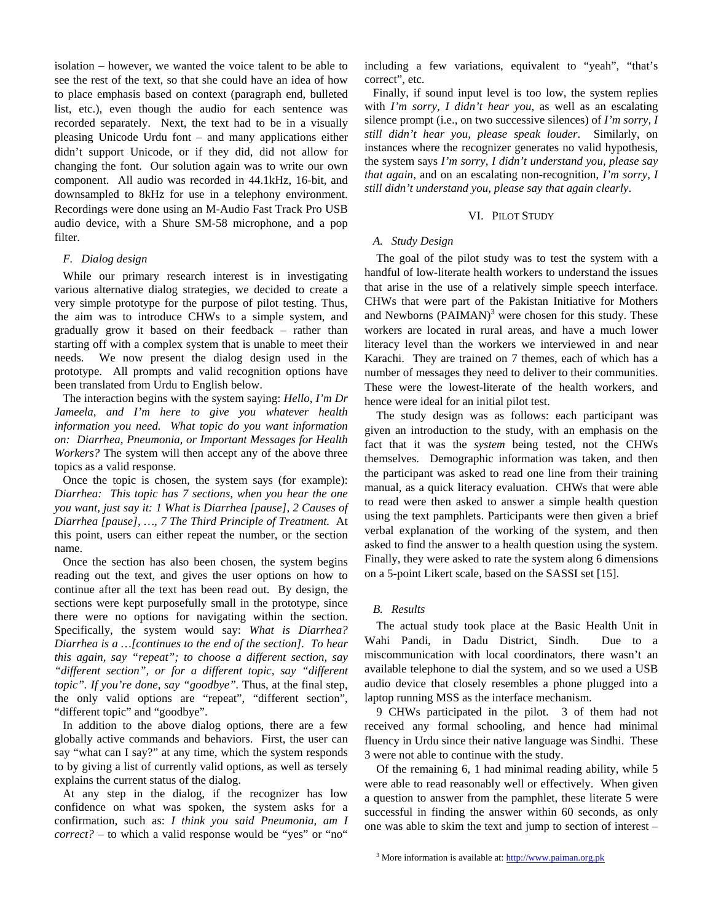isolation – however, we wanted the voice talent to be able to see the rest of the text, so that she could have an idea of how to place emphasis based on context (paragraph end, bulleted list, etc.), even though the audio for each sentence was recorded separately. Next, the text had to be in a visually pleasing Unicode Urdu font – and many applications either didn't support Unicode, or if they did, did not allow for changing the font. Our solution again was to write our own component. All audio was recorded in 44.1kHz, 16-bit, and downsampled to 8kHz for use in a telephony environment. Recordings were done using an M-Audio Fast Track Pro USB audio device, with a Shure SM-58 microphone, and a pop filter.

### F. Dialog design

While our primary research interest is in investigating various alternative dialog strategies, we decided to create a very simple prototype for the purpose of pilot testing. Thus, the aim was to introduce CHWs to a simple system, and gradually grow it based on their feedback – rather than starting off with a complex system that is unable to meet their needs. We now present the dialog design used in the prototype. All prompts and valid recognition options have been translated from Urdu to English below.

The interaction begins with the system saying: *Hello, I'm Dr Jameela, and I'm here to give you whatever health information you need. What topic do you want information on: Diarrhea, Pneumonia, or Important Messages for Health Workers?* The system will then accept any of the above three topics as a valid response.

Once the topic is chosen, the system says (for example): *Diarrhea: This topic has 7 sections, when you hear the one you want, just say it: 1 What is Diarrhea [pause], 2 Causes of Diarrhea [pause], …, 7 The Third Principle of Treatment.* At this point, users can either repeat the number, or the section name.

Once the section has also been chosen, the system begins reading out the text, and gives the user options on how to continue after all the text has been read out. By design, the sections were kept purposefully small in the prototype, since there were no options for navigating within the section. Specifically, the system would say: *What is Diarrhea? Diarrhea is a …[continues to the end of the section]. To hear this again, say "repeat"; to choose a different section, say "different section", or for a different topic, say "different topic". If you're done, say "goodbye".* Thus, at the final step, the only valid options are "repeat", "different section", "different topic" and "goodbye".

In addition to the above dialog options, there are a few globally active commands and behaviors. First, the user can say "what can I say?" at any time, which the system responds to by giving a list of currently valid options, as well as tersely explains the current status of the dialog.

At any step in the dialog, if the recognizer has low confidence on what was spoken, the system asks for a confirmation, such as: *I think you said Pneumonia, am I correct?* – to which a valid response would be "yes" or "no" including a few variations, equivalent to "yeah", "that's correct", etc.

Finally, if sound input level is too low, the system replies with *I'm sorry, I didn't hear you*, as well as an escalating silence prompt (i.e., on two successive silences) of *I'm sorry, I still didn't hear you, please speak louder*. Similarly, on instances where the recognizer generates no valid hypothesis, the system says *I'm sorry, I didn't understand you, please say that again*, and on an escalating non-recognition, *I'm sorry, I still didn't understand you, please say that again clearly*.

## VI. Pilot Study

### A. Study Design

The goal of the pilot study was to test the system with a handful of low-literate health workers to understand the issues that arise in the use of a relatively simple speech interface. CHWs that were part of the Pakistan Initiative for Mothers and Newborns (PAIMAN)[3] were chosen for this study. These workers are located in rural areas, and have a much lower literacy level than the workers we interviewed in and near Karachi. They are trained on 7 themes, each of which has a number of messages they need to deliver to their communities. These were the lowest-literate of the health workers, and hence were ideal for an initial pilot test.

The study design was as follows: each participant was given an introduction to the study, with an emphasis on the fact that it was the *system* being tested, not the CHWs themselves. Demographic information was taken, and then the participant was asked to read one line from their training manual, as a quick literacy evaluation. CHWs that were able to read were then asked to answer a simple health question using the text pamphlets. Participants were then given a brief verbal explanation of the working of the system, and then asked to find the answer to a health question using the system. Finally, they were asked to rate the system along 6 dimensions on a 5-point Likert scale, based on the SASSI set [15].

### B. Results

The actual study took place at the Basic Health Unit in Wahi Pandi, in Dadu District, Sindh. Due to a miscommunication with local coordinators, there wasn't an available telephone to dial the system, and so we used a USB audio device that closely resembles a phone plugged into a laptop running MSS as the interface mechanism.

9 CHWs participated in the pilot. 3 of them had not received any formal schooling, and hence had minimal fluency in Urdu since their native language was Sindhi. These 3 were not able to continue with the study.

Of the remaining 6, 1 had minimal reading ability, while 5 were able to read reasonably well or effectively. When given a question to answer from the pamphlet, these literate 5 were successful in finding the answer within 60 seconds, as only one was able to skim the text and jump to section of interest –

[3] More information is available at: http://www.paiman.org.pk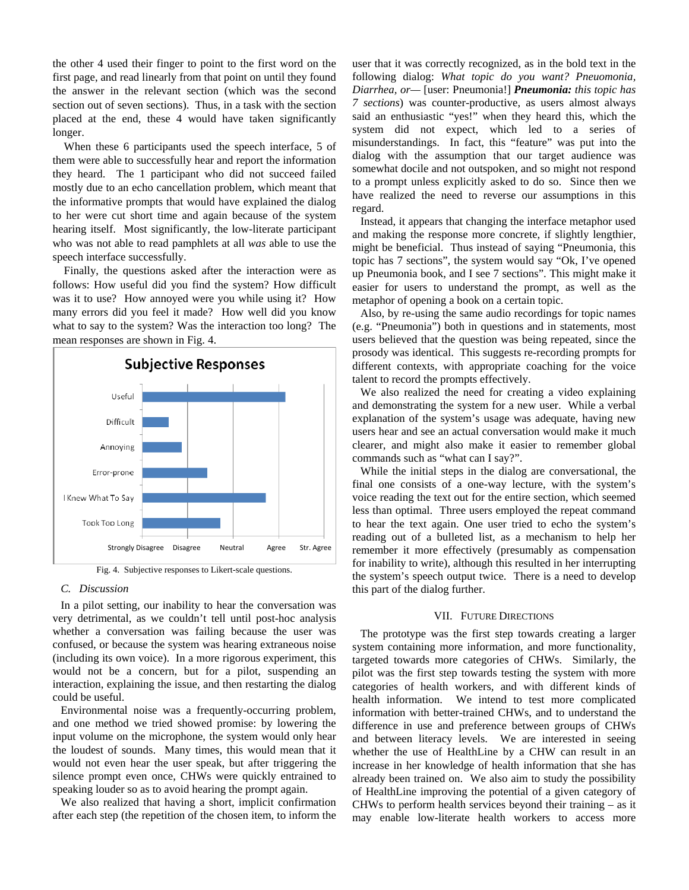the other 4 used their finger to point to the first word on the first page, and read linearly from that point on until they found the answer in the relevant section (which was the second section out of seven sections). Thus, in a task with the section placed at the end, these 4 would have taken significantly longer.

When these 6 participants used the speech interface, 5 of them were able to successfully hear and report the information they heard. The 1 participant who did not succeed failed mostly due to an echo cancellation problem, which meant that the informative prompts that would have explained the dialog to her were cut short time and again because of the system hearing itself. Most significantly, the low-literate participant who was not able to read pamphlets at all *was* able to use the speech interface successfully.

Finally, the questions asked after the interaction were as follows: How useful did you find the system? How difficult was it to use? How annoyed were you while using it? How many errors did you feel it made? How well did you know what to say to the system? Was the interaction too long? The mean responses are shown in Fig. 4.

Subjective Responses

Useful

Difficult

Annoying

Error-prone

I Knew What To Say

Took Too Long

Strongly Disagree Disagree Neutral Agree Str. Agree

Fig. 4. Subjective responses to Likert-scale questions.

### C. Discussion

In a pilot setting, our inability to hear the conversation was very detrimental, as we couldn't tell until post-hoc analysis whether a conversation was failing because the user was confused, or because the system was hearing extraneous noise (including its own voice). In a more rigorous experiment, this would not be a concern, but for a pilot, suspending an interaction, explaining the issue, and then restarting the dialog could be useful.

Environmental noise was a frequently-occurring problem, and one method we tried showed promise: by lowering the input volume on the microphone, the system would only hear the loudest of sounds. Many times, this would mean that it would not even hear the user speak, but after triggering the silence prompt even once, CHWs were quickly entrained to speaking louder so as to avoid hearing the prompt again.

We also realized that having a short, implicit confirmation after each step (the repetition of the chosen item, to inform the user that it was correctly recognized, as in the bold text in the following dialog: *What topic do you want? Pneuomonia, Diarrhea, or—* [user: Pneumonia!] ***Pneumonia:*** *this topic has 7 sections*) was counter-productive, as users almost always said an enthusiastic "yes!" when they heard this, which the system did not expect, which led to a series of misunderstandings. In fact, this "feature" was put into the dialog with the assumption that our target audience was somewhat docile and not outspoken, and so might not respond to a prompt unless explicitly asked to do so. Since then we have realized the need to reverse our assumptions in this regard.

Instead, it appears that changing the interface metaphor used and making the response more concrete, if slightly lengthier, might be beneficial. Thus instead of saying "Pneumonia, this topic has 7 sections", the system would say "Ok, I've opened up Pneumonia book, and I see 7 sections". This might make it easier for users to understand the prompt, as well as the metaphor of opening a book on a certain topic.

Also, by re-using the same audio recordings for topic names (e.g. "Pneumonia") both in questions and in statements, most users believed that the question was being repeated, since the prosody was identical. This suggests re-recording prompts for different contexts, with appropriate coaching for the voice talent to record the prompts effectively.

We also realized the need for creating a video explaining and demonstrating the system for a new user. While a verbal explanation of the system's usage was adequate, having new users hear and see an actual conversation would make it much clearer, and might also make it easier to remember global commands such as "what can I say?".

While the initial steps in the dialog are conversational, the final one consists of a one-way lecture, with the system's voice reading the text out for the entire section, which seemed less than optimal. Three users employed the repeat command to hear the text again. One user tried to echo the system's reading out of a bulleted list, as a mechanism to help her remember it more effectively (presumably as compensation for inability to write), although this resulted in her interrupting the system's speech output twice. There is a need to develop this part of the dialog further.

## VII. Future Directions

The prototype was the first step towards creating a larger system containing more information, and more functionality, targeted towards more categories of CHWs. Similarly, the pilot was the first step towards testing the system with more categories of health workers, and with different kinds of health information. We intend to test more complicated information with better-trained CHWs, and to understand the difference in use and preference between groups of CHWs and between literacy levels. We are interested in seeing whether the use of HealthLine by a CHW can result in an increase in her knowledge of health information that she has already been trained on. We also aim to study the possibility of HealthLine improving the potential of a given category of CHWs to perform health services beyond their training – as it may enable low-literate health workers to access more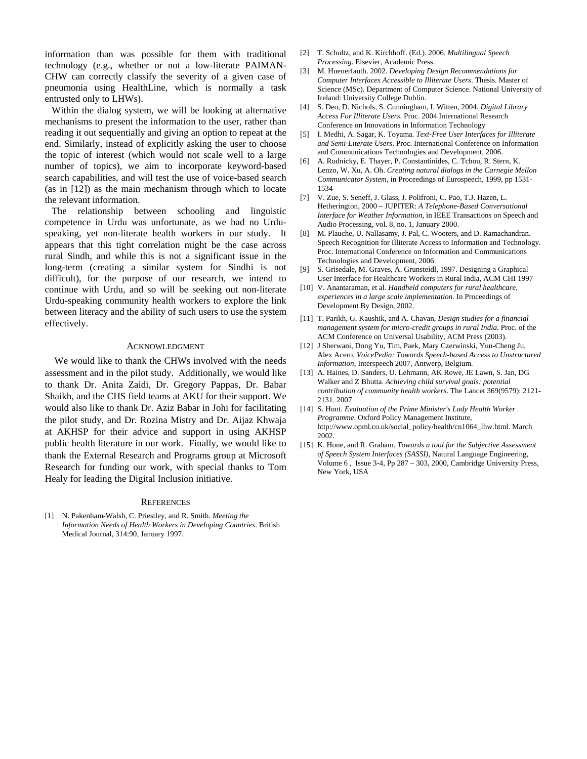information than was possible for them with traditional technology (e.g., whether or not a low-literate PAIMAN-CHW can correctly classify the severity of a given case of pneumonia using HealthLine, which is normally a task entrusted only to LHWs).

Within the dialog system, we will be looking at alternative mechanisms to present the information to the user, rather than reading it out sequentially and giving an option to repeat at the end. Similarly, instead of explicitly asking the user to choose the topic of interest (which would not scale well to a large number of topics), we aim to incorporate keyword-based search capabilities, and will test the use of voice-based search (as in [12]) as the main mechanism through which to locate the relevant information.

The relationship between schooling and linguistic competence in Urdu was unfortunate, as we had no Urdu-speaking, yet non-literate health workers in our study. It appears that this tight correlation might be the case across rural Sindh, and while this is not a significant issue in the long-term (creating a similar system for Sindhi is not difficult), for the purpose of our research, we intend to continue with Urdu, and so will be seeking out non-literate Urdu-speaking community health workers to explore the link between literacy and the ability of such users to use the system effectively.

## Acknowledgment

We would like to thank the CHWs involved with the needs assessment and in the pilot study. Additionally, we would like to thank Dr. Anita Zaidi, Dr. Gregory Pappas, Dr. Babar Shaikh, and the CHS field teams at AKU for their support. We would also like to thank Dr. Aziz Babar in Johi for facilitating the pilot study, and Dr. Rozina Mistry and Dr. Aijaz Khwaja at AKHSP for their advice and support in using AKHSP public health literature in our work. Finally, we would like to thank the External Research and Programs group at Microsoft Research for funding our work, with special thanks to Tom Healy for leading the Digital Inclusion initiative.

## References

[1] N. Pakenham-Walsh, C. Priestley, and R. Smith. *Meeting the Information Needs of Health Workers in Developing Countries*. British Medical Journal, 314:90, January 1997.

[2] T. Schultz, and K. Kirchhoff. (Ed.). 2006. *Multilingual Speech Processing*. Elsevier, Academic Press.

[3] M. Huenerfauth. 2002. *Developing Design Recommendations for Computer Interfaces Accessible to Illiterate Users*. Thesis. Master of Science (MSc). Department of Computer Science. National University of Ireland: University College Dublin.

[4] S. Deo, D. Nichols, S. Cunningham, I. Witten, 2004. *Digital Library Access For Illiterate Users*. Proc. 2004 International Research Conference on Innovations in Information Technology

[5] I. Medhi, A. Sagar, K. Toyama. *Text-Free User Interfaces for Illiterate and Semi-Literate Users*. Proc. International Conference on Information and Communications Technologies and Development, 2006.

[6] A. Rudnicky, E. Thayer, P. Constantinides, C. Tchou, R. Stern, K. Lenzo, W. Xu, A. Oh. *Creating natural dialogs in the Carnegie Mellon Communicator System*, in Proceedings of Eurospeech, 1999, pp 1531-1534

[7] V. Zue, S. Seneff, J. Glass, J. Polifroni, C. Pao, T.J. Hazen, L. Hetherington, 2000 – JUPITER: *A Telephone-Based Conversational Interface for Weather Information*, in IEEE Transactions on Speech and Audio Processing, vol. 8, no. 1, January 2000.

[8] M. Plauche, U. Nallasamy, J. Pal, C. Wooters, and D. Ramachandran. Speech Recognition for Illiterate Access to Information and Technology. Proc. International Conference on Information and Communications Technologies and Development, 2006.

[9] S. Grisedale, M. Graves, A. Grunsteidl, 1997. Designing a Graphical User Interface for Healthcare Workers in Rural India, ACM CHI 1997

[10] V. Anantaraman, et al. *Handheld computers for rural healthcare, experiences in a large scale implementation*. In Proceedings of Development By Design, 2002.

[11] T. Parikh, G. Kaushik, and A. Chavan, *Design studies for a financial management system for micro-credit groups in rural India*. Proc. of the ACM Conference on Universal Usability, ACM Press (2003).

[12] J Sherwani, Dong Yu, Tim, Paek, Mary Czerwinski, Yun-Cheng Ju, Alex Acero, *VoicePedia: Towards Speech-based Access to Unstructured Information*, Interspeech 2007, Antwerp, Belgium.

[13] A. Haines, D. Sanders, U. Lehmann, AK Rowe, JE Lawn, S. Jan, DG Walker and Z Bhutta. *Achieving child survival goals: potential contribution of community health workers*. The Lancet 369(9579): 2121-2131. 2007

[14] S. Hunt. *Evaluation of the Prime Minister's Lady Health Worker Programme*. Oxford Policy Management Institute, http://www.opml.co.uk/social_policy/health/cn1064_lhw.html. March 2002.

[15] K. Hone, and R. Graham. *Towards a tool for the Subjective Assessment of Speech System Interfaces (SASSI)*, Natural Language Engineering, Volume 6 , Issue 3-4, Pp 287 – 303, 2000, Cambridge University Press, New York, USA